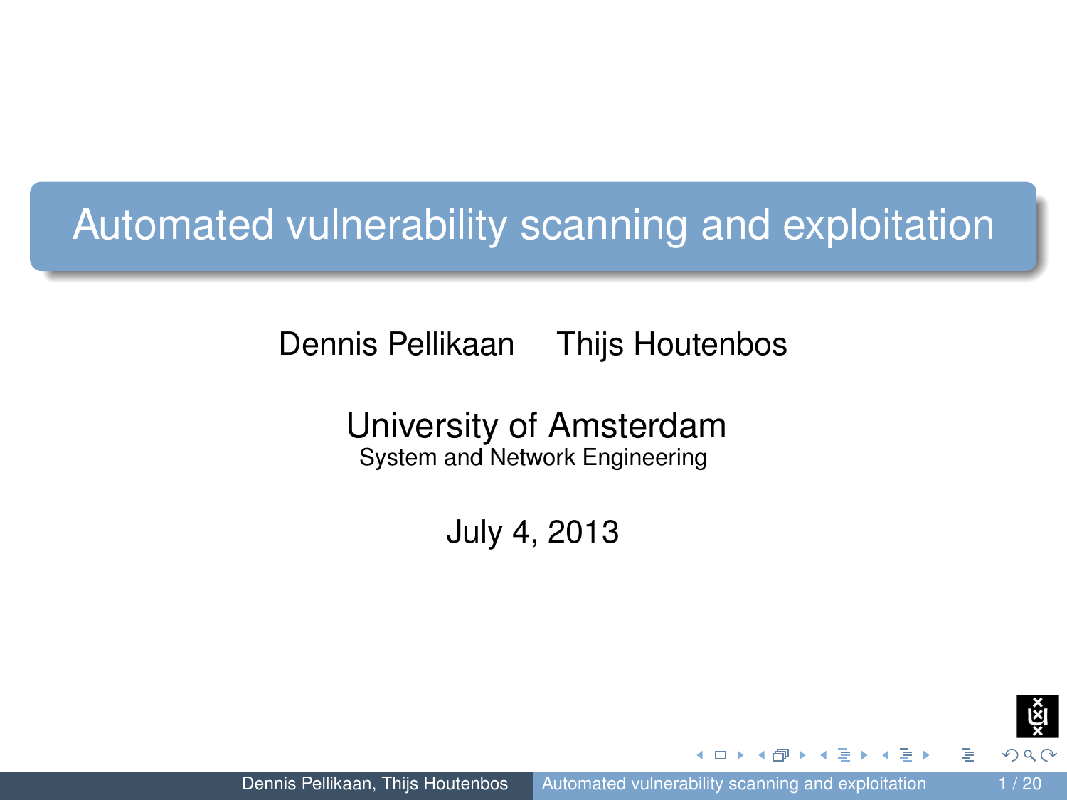# Automated vulnerability scanning and exploitation

Dennis Pellikaan    Thijs Houtenbos

University of Amsterdam
System and Network Engineering

July 4, 2013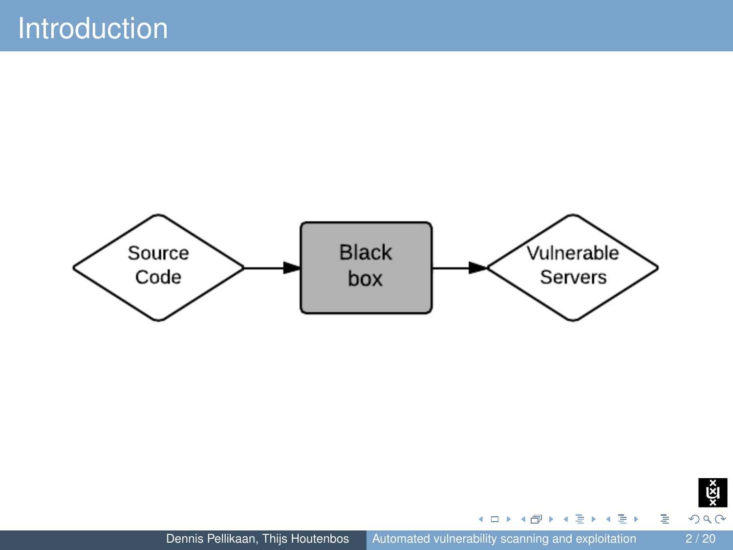# Introduction

Source Code → Black box → Vulnerable Servers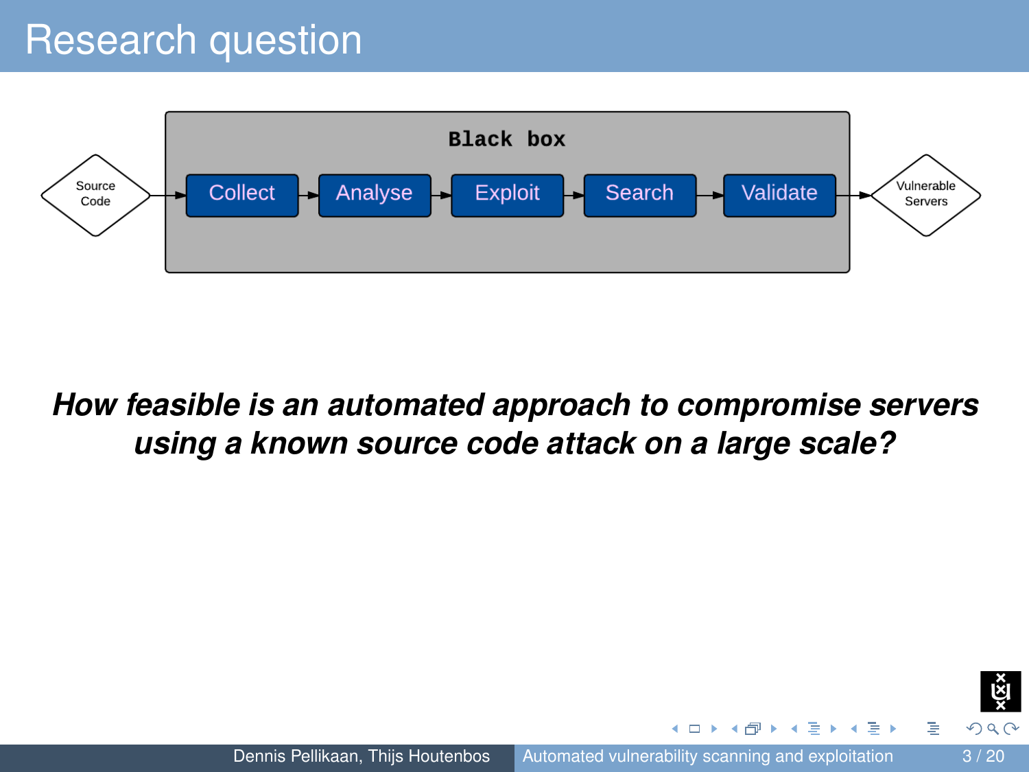# Research question

Black box

Source Code → Collect → Analyse → Exploit → Search → Validate → Vulnerable Servers

***How feasible is an automated approach to compromise servers using a known source code attack on a large scale?***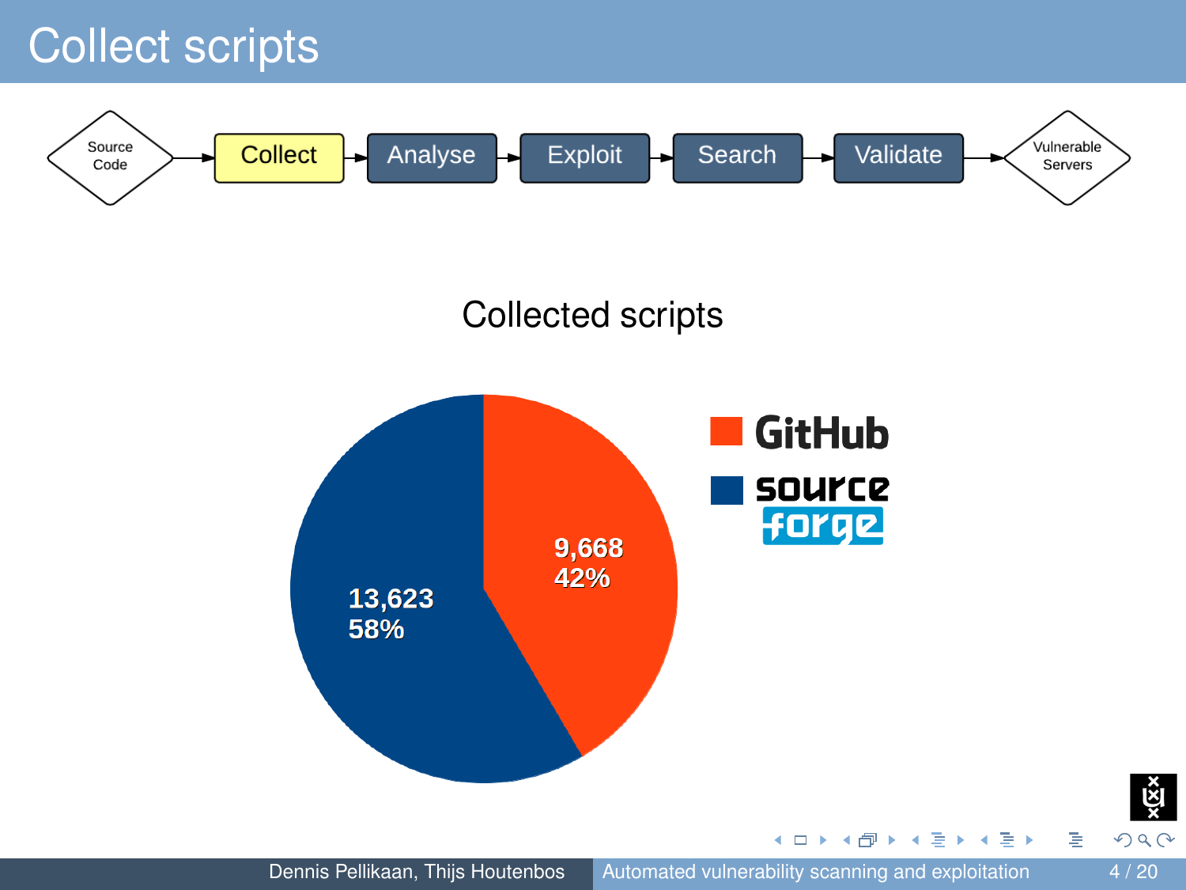# Collect scripts

Source Code → **Collect** → Analyse → Exploit → Search → Validate → Vulnerable Servers

Collected scripts

| Source | Scripts | Share |
| --- | --- | --- |
| GitHub | 9,668 | 42% |
| SourceForge | 13,623 | 58% |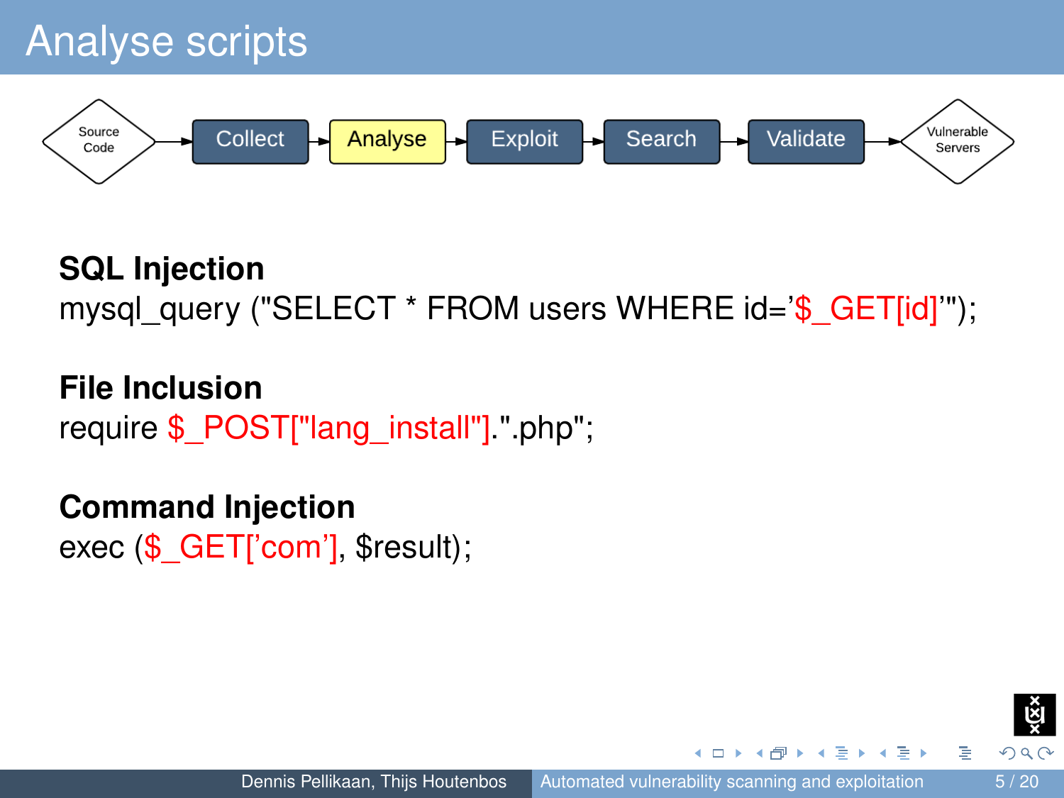# Analyse scripts

Source Code → Collect → Analyse → Exploit → Search → Validate → Vulnerable Servers

**SQL Injection**

```
mysql_query ("SELECT * FROM users WHERE id='$_GET[id]'");
```

**File Inclusion**

```
require $_POST["lang_install"].".php";
```

**Command Injection**

```
exec ($_GET['com'], $result);
```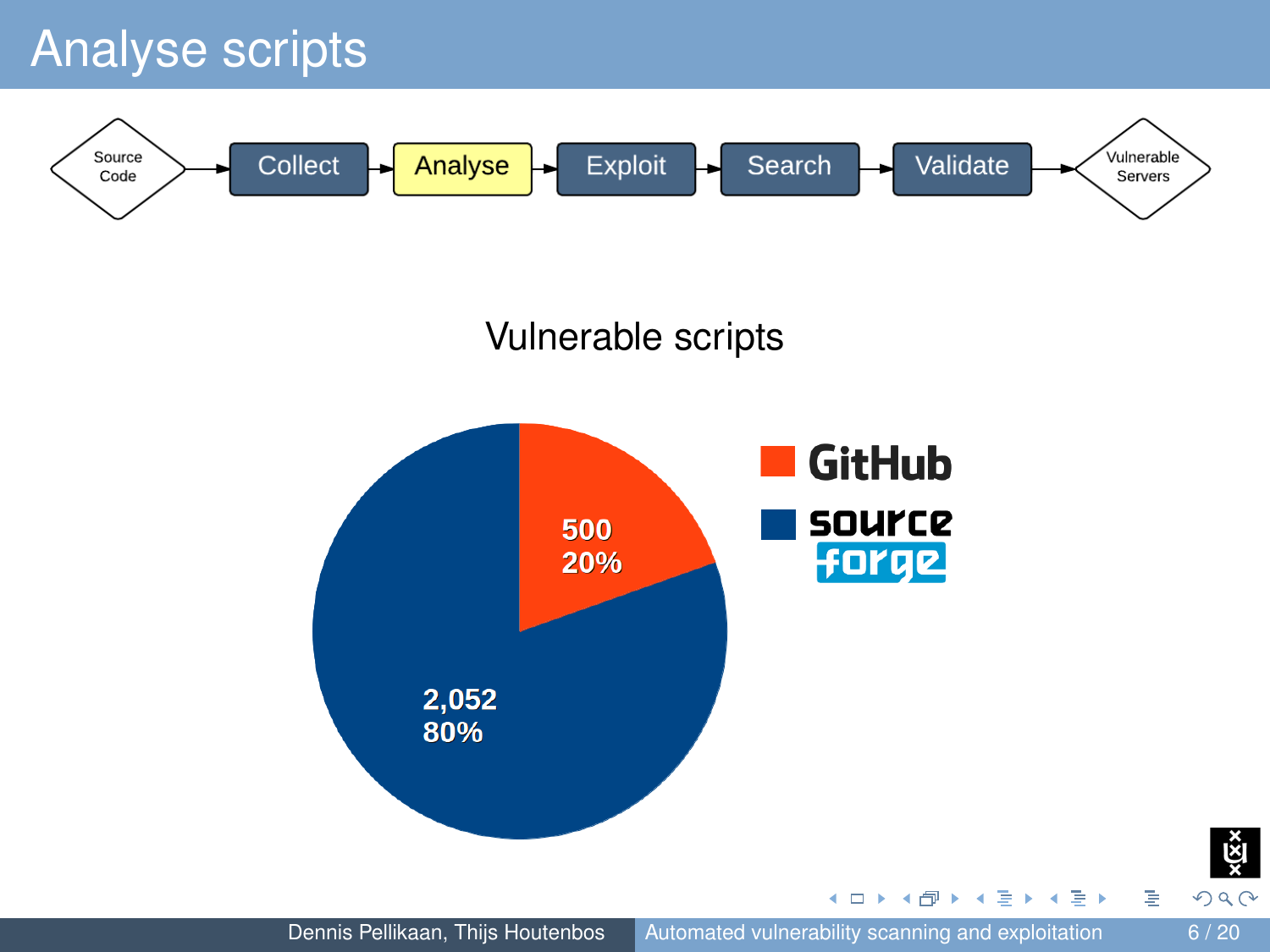# Analyse scripts

Source Code → Collect → **Analyse** → Exploit → Search → Validate → Vulnerable Servers

## Vulnerable scripts

| Source | Count | Percentage |
| --- | --- | --- |
| GitHub | 500 | 20% |
| SourceForge | 2,052 | 80% |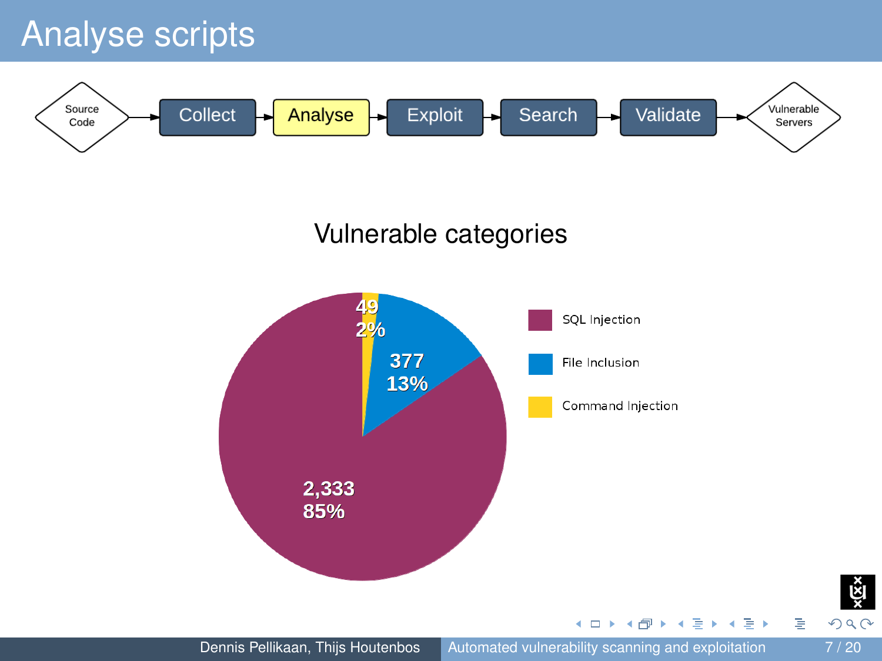# Analyse scripts

Source Code → Collect → Analyse → Exploit → Search → Validate → Vulnerable Servers

## Vulnerable categories

| Category | Count | Percentage |
|---|---|---|
| SQL Injection | 2,333 | 85% |
| File Inclusion | 377 | 13% |
| Command Injection | 49 | 2% |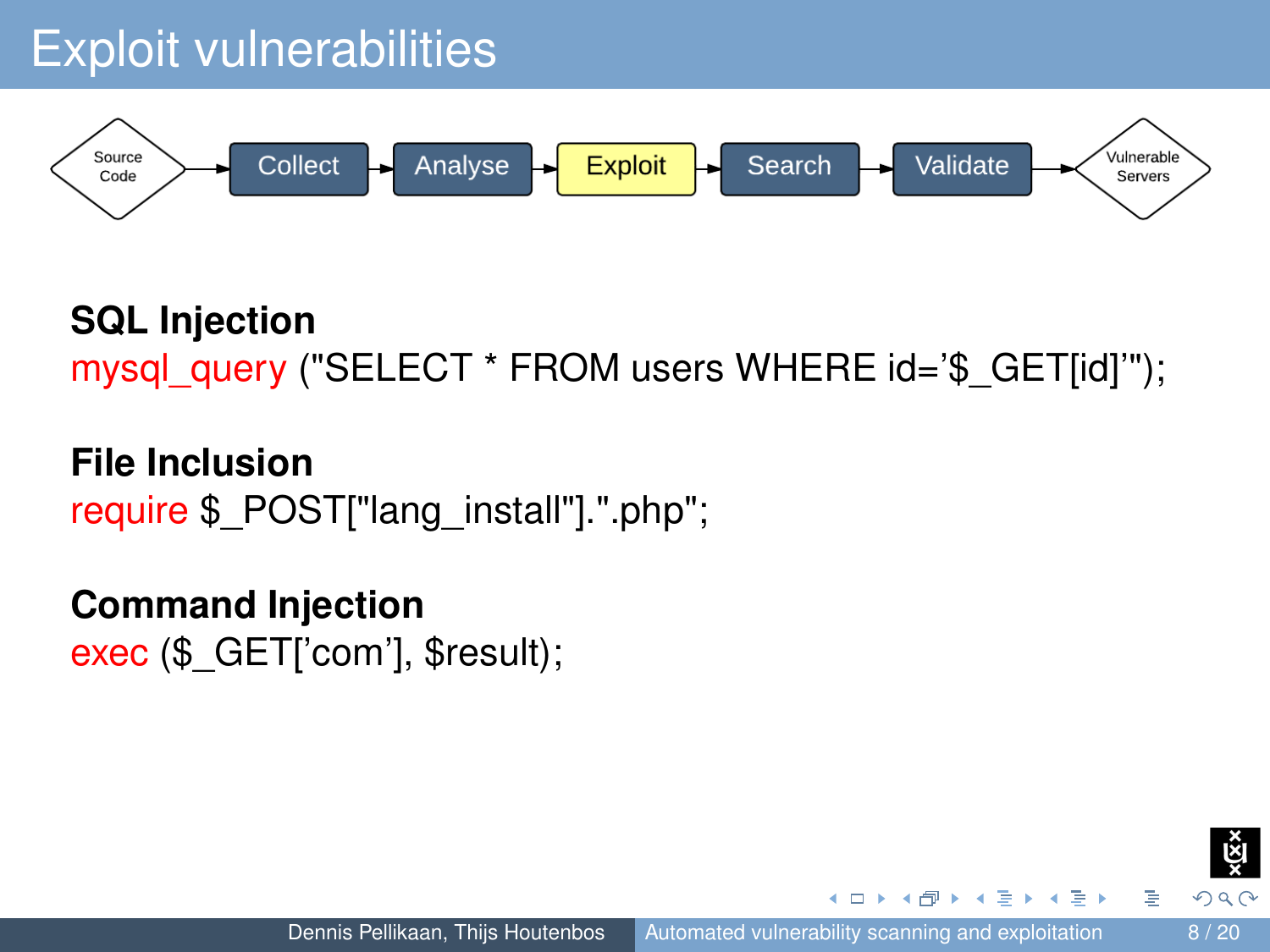# Exploit vulnerabilities

Source Code → Collect → Analyse → **Exploit** → Search → Validate → Vulnerable Servers

**SQL Injection**

```
mysql_query ("SELECT * FROM users WHERE id='$_GET[id]'");
```

**File Inclusion**

```
require $_POST["lang_install"].".php";
```

**Command Injection**

```
exec ($_GET['com'], $result);
```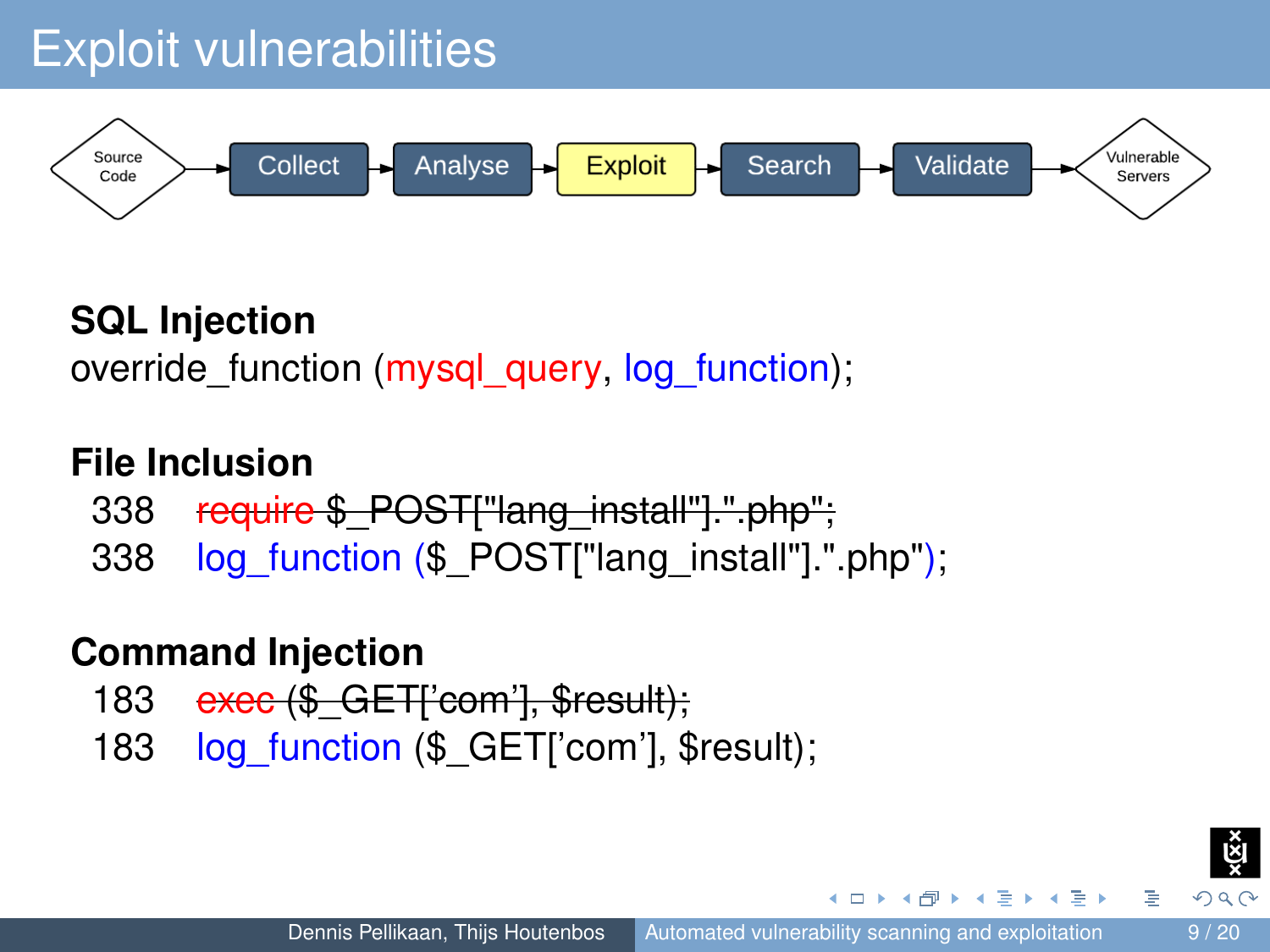# Exploit vulnerabilities

Source Code → Collect → Analyse → **Exploit** → Search → Validate → Vulnerable Servers

**SQL Injection**

```
override_function (mysql_query, log_function);
```

**File Inclusion**

```
338    require $_POST["lang_install"].".php";
338    log_function ($_POST["lang_install"].".php");
```

**Command Injection**

```
183    exec ($_GET['com'], $result);
183    log_function ($_GET['com'], $result);
```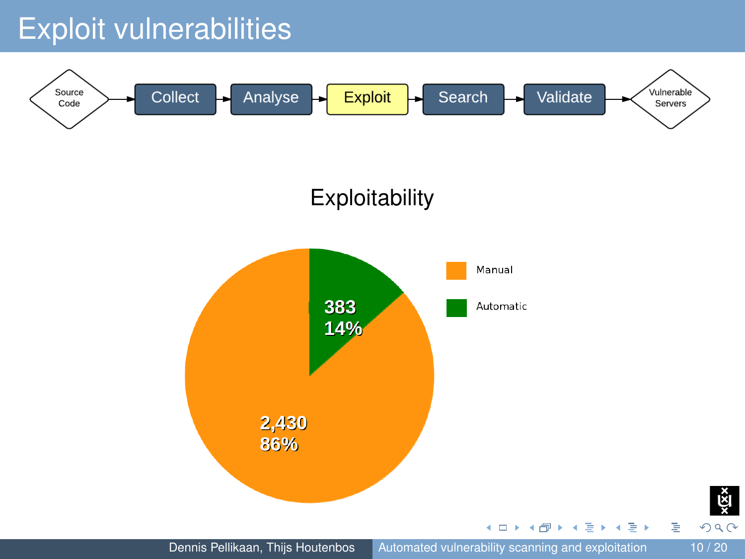# Exploit vulnerabilities

Source Code → Collect → Analyse → **Exploit** → Search → Validate → Vulnerable Servers

## Exploitability

| | Count | Percentage |
|---|---|---|
| Manual | 2,430 | 86% |
| Automatic | 383 | 14% |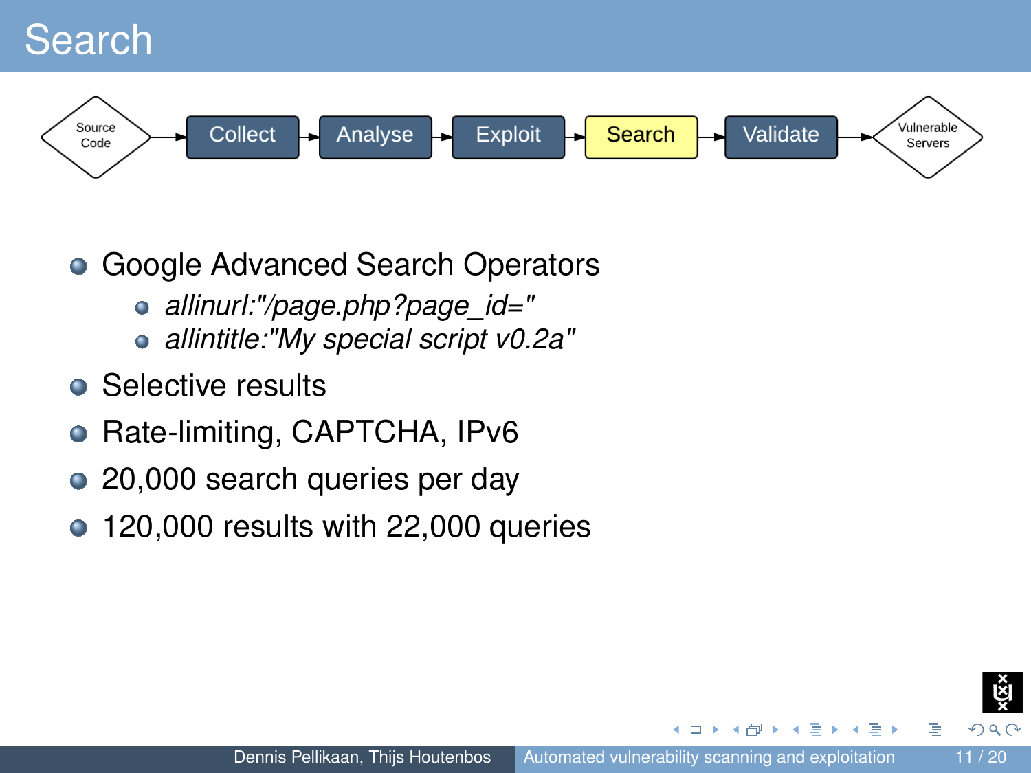# Search

Source Code → Collect → Analyse → Exploit → **Search** → Validate → Vulnerable Servers

- Google Advanced Search Operators
  - *allinurl:"/page.php?page_id="*
  - *allintitle:"My special script v0.2a"*
- Selective results
- Rate-limiting, CAPTCHA, IPv6
- 20,000 search queries per day
- 120,000 results with 22,000 queries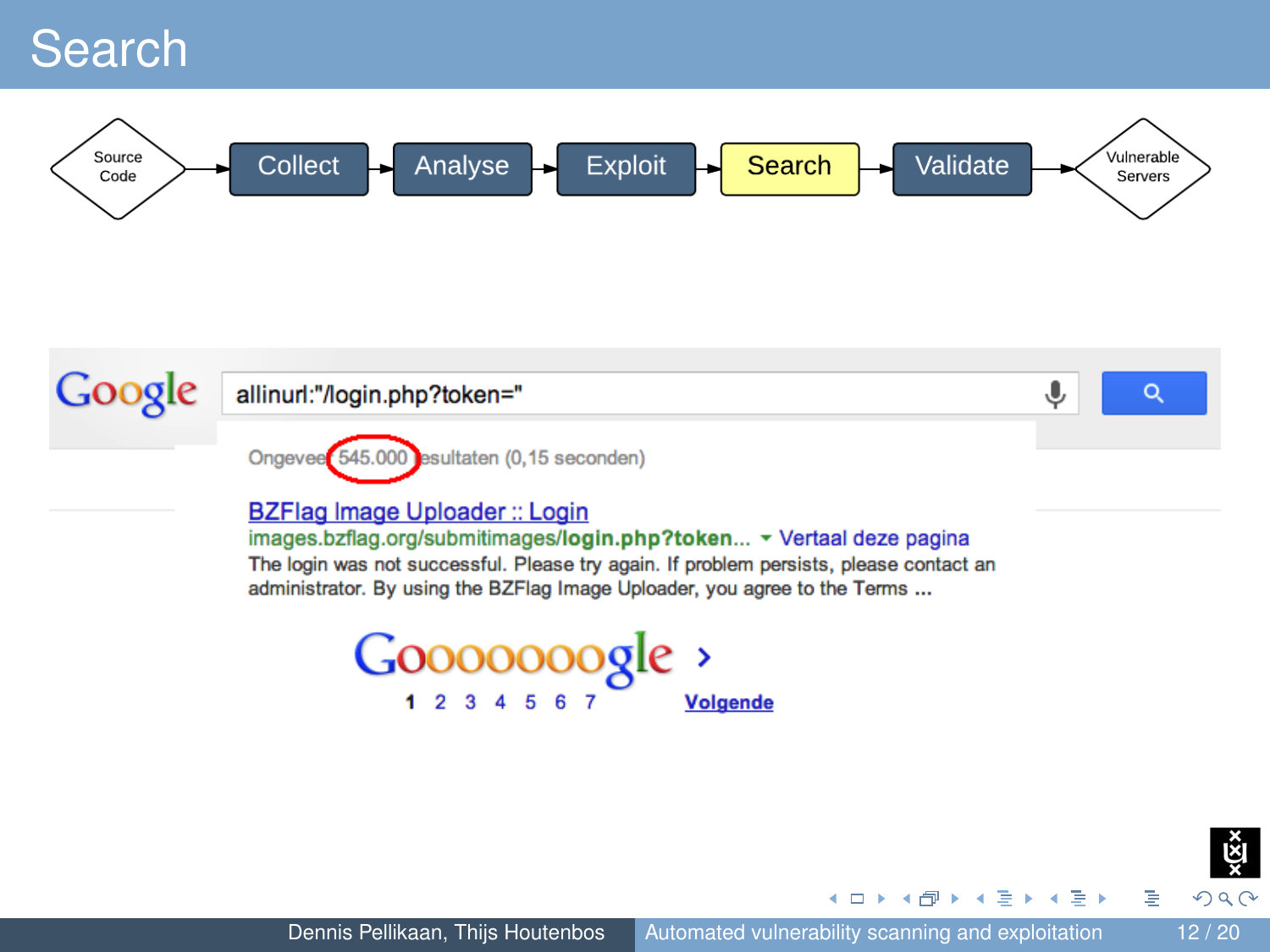# Search

Source Code → Collect → Analyse → Exploit → **Search** → Validate → Vulnerable Servers

allinurl:"/login.php?token="

Ongeveer 545.000 resultaten (0,15 seconden)

BZFlag Image Uploader :: Login
images.bzflag.org/submitimages/login.php?token... ▾ Vertaal deze pagina
The login was not successful. Please try again. If problem persists, please contact an administrator. By using the BZFlag Image Uploader, you agree to the Terms ...

Goooooooogle ›
1 2 3 4 5 6 7 Volgende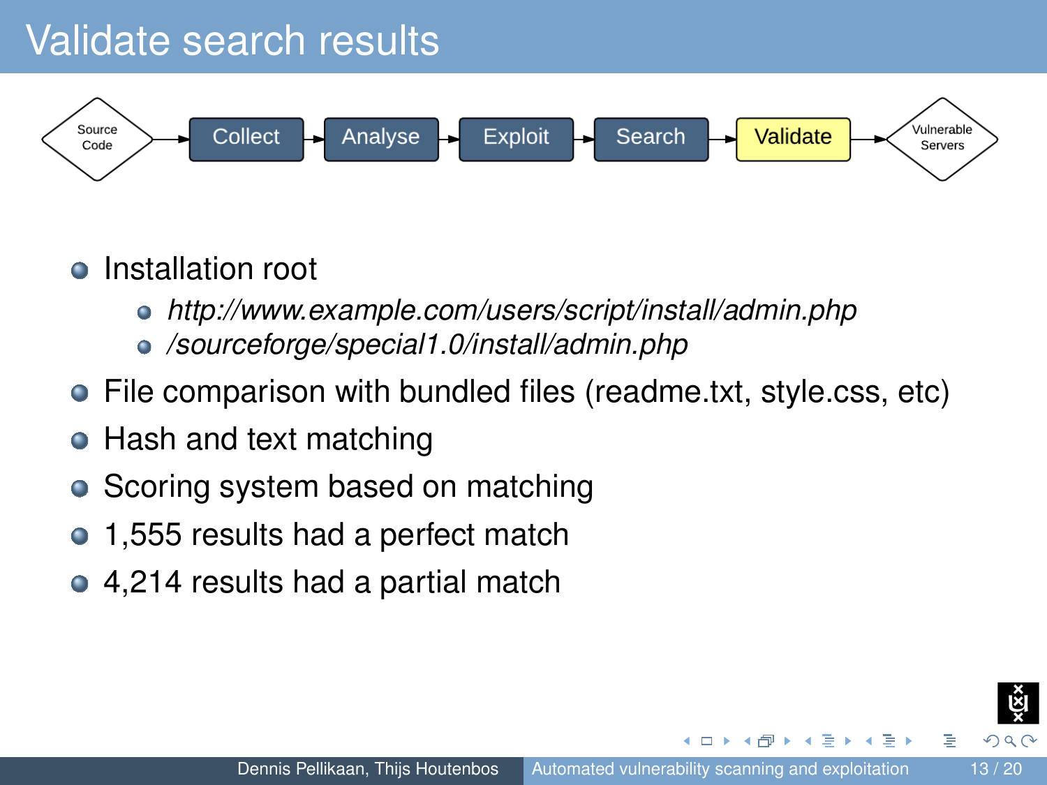# Validate search results

Source Code → Collect → Analyse → Exploit → Search → **Validate** → Vulnerable Servers

- Installation root
  - *http://www.example.com/users/script/install/admin.php*
  - */sourceforge/special1.0/install/admin.php*
- File comparison with bundled files (readme.txt, style.css, etc)
- Hash and text matching
- Scoring system based on matching
- 1,555 results had a perfect match
- 4,214 results had a partial match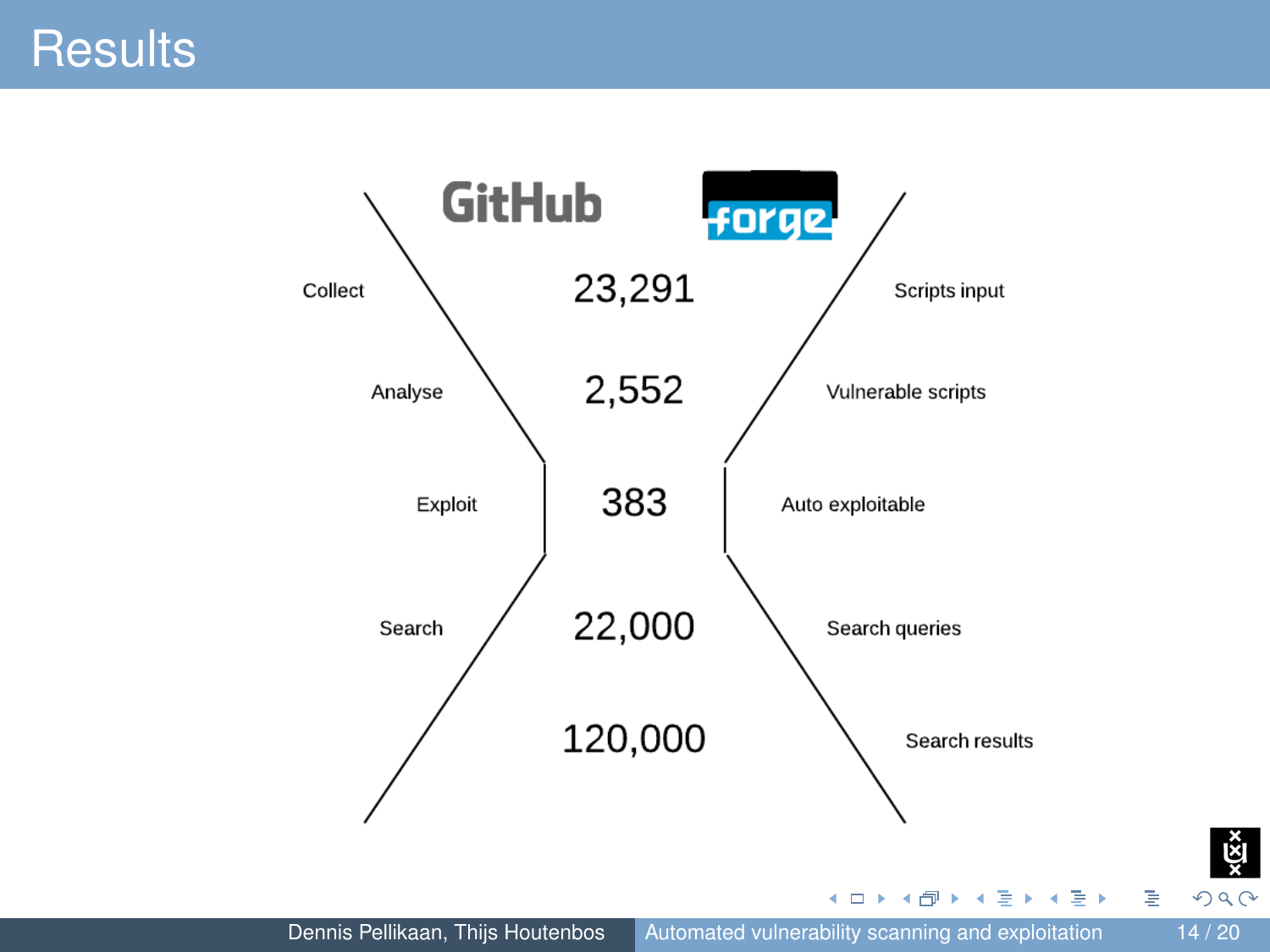# Results

GitHub | forge

| Stage | Count | Description |
| --- | --- | --- |
| Collect | 23,291 | Scripts input |
| Analyse | 2,552 | Vulnerable scripts |
| Exploit | 383 | Auto exploitable |
| Search | 22,000 | Search queries |
| | 120,000 | Search results |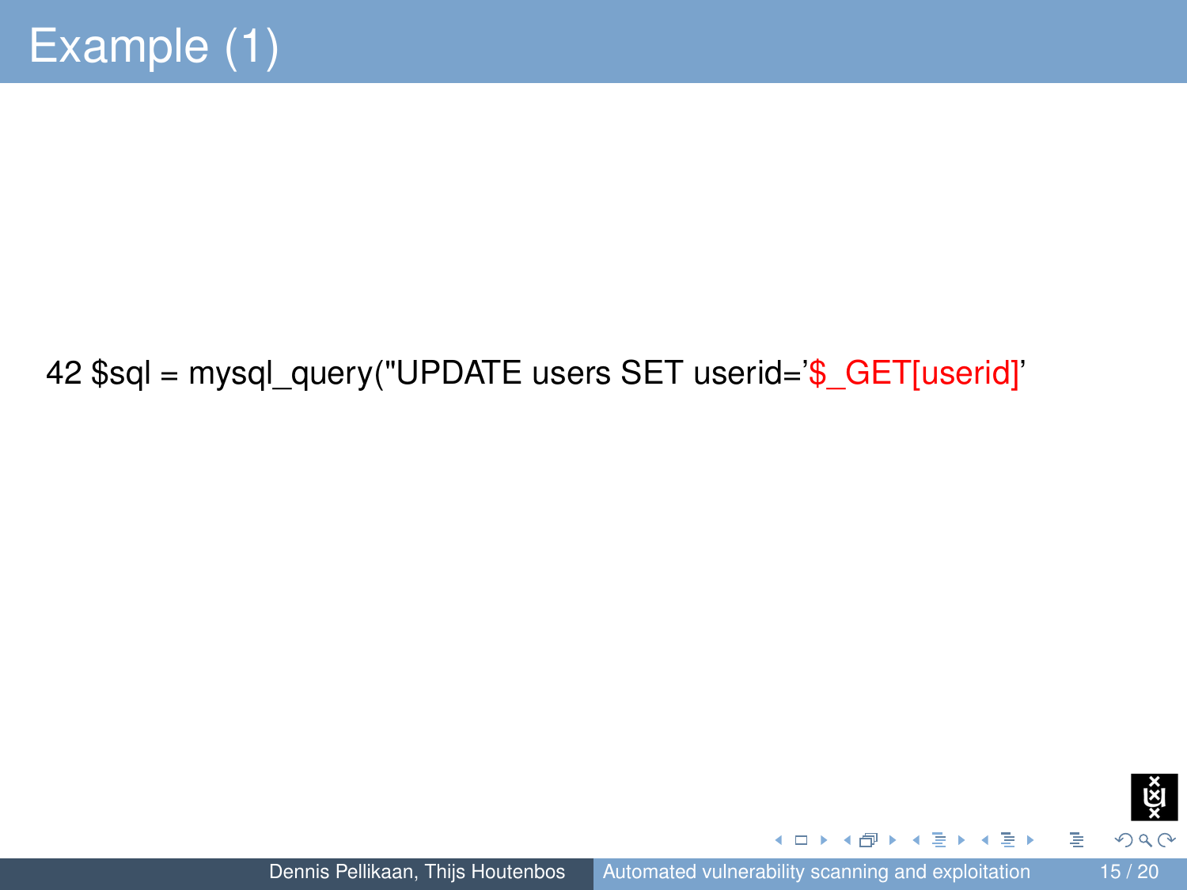# Example (1)

```
42 $sql = mysql_query("UPDATE users SET userid='$_GET[userid]'
```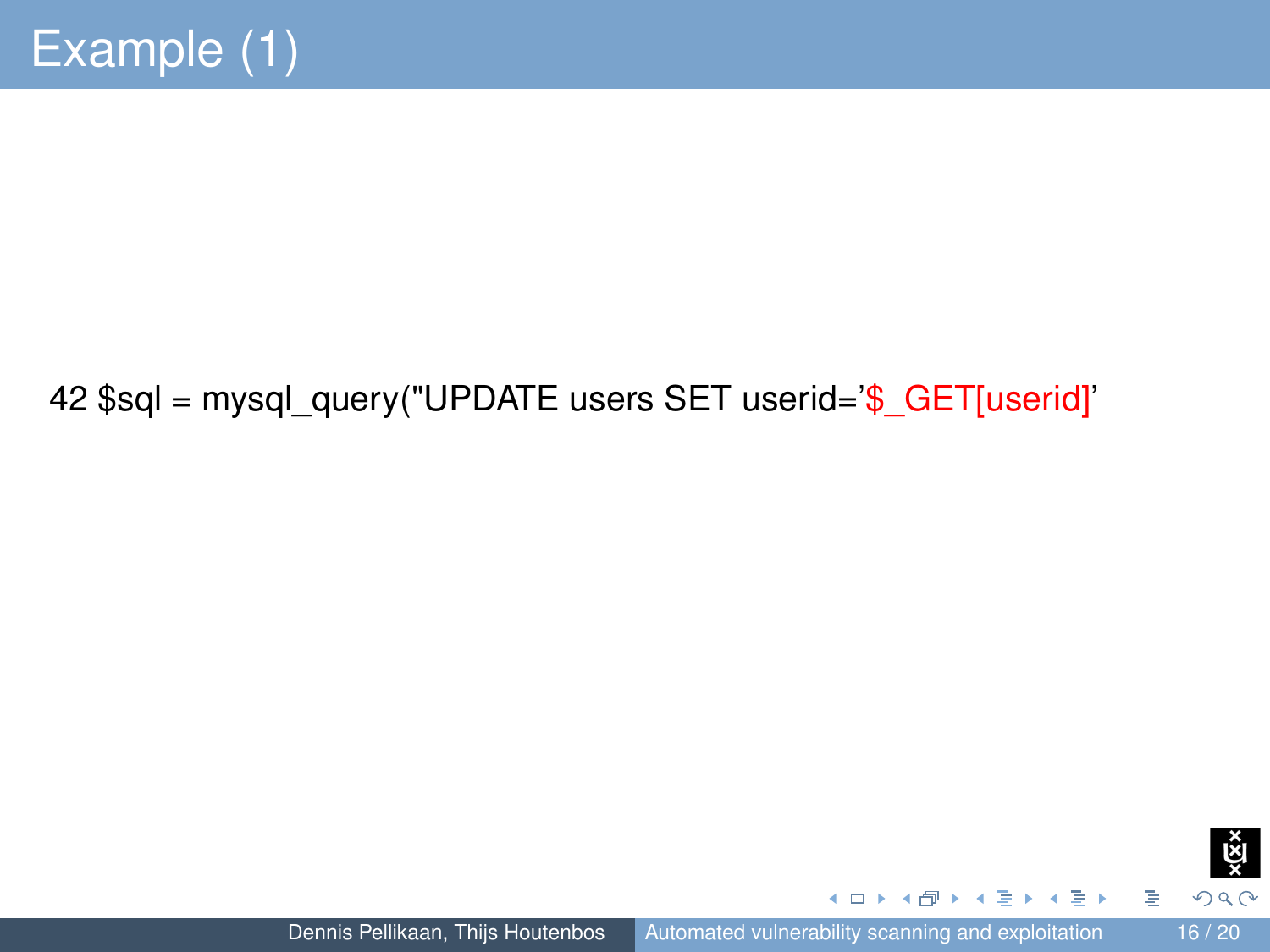# Example (1)

```
42 $sql = mysql_query("UPDATE users SET userid='$_GET[userid]'
```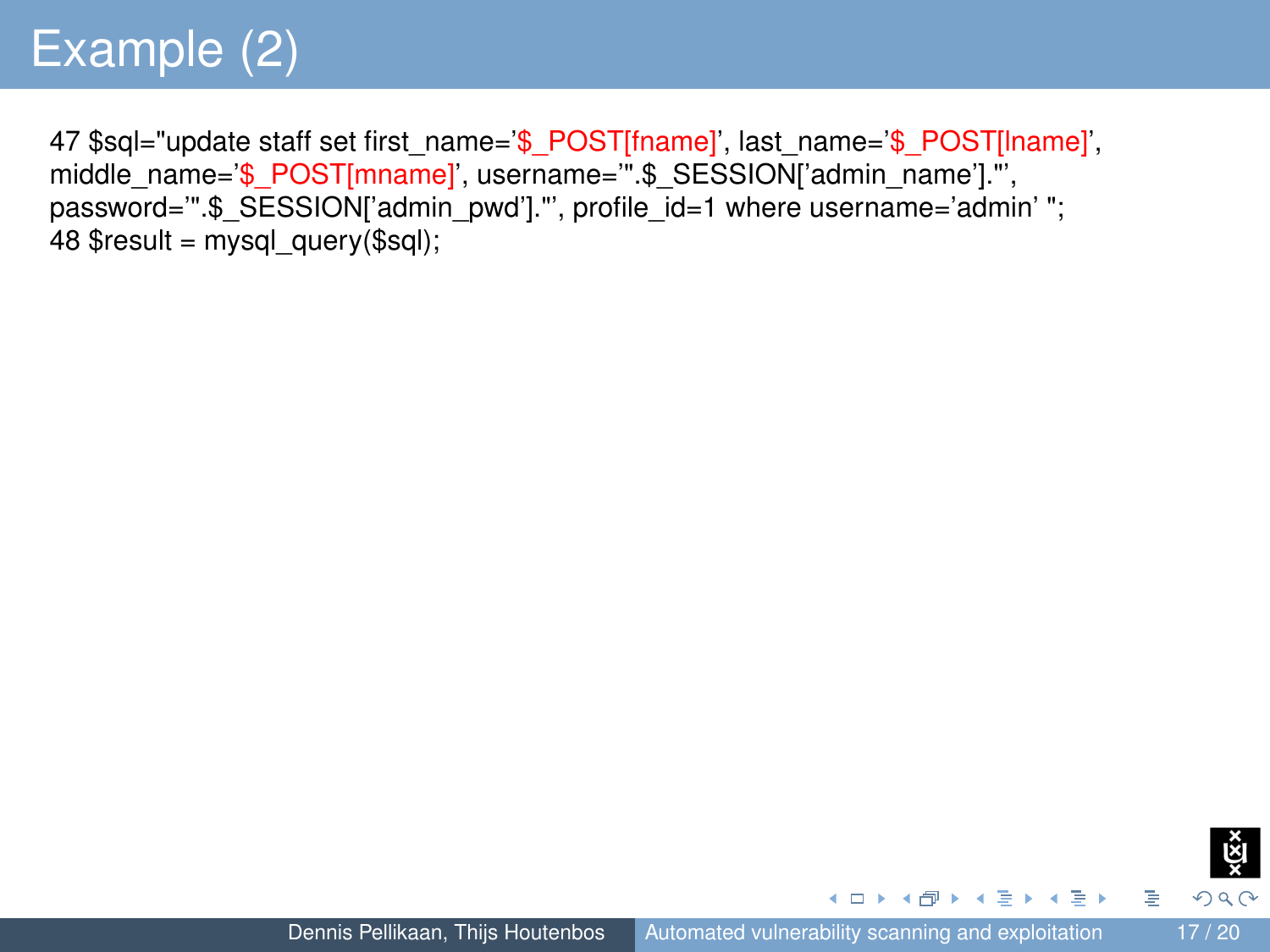# Example (2)

```
47 $sql="update staff set first_name='$_POST[fname]', last_name='$_POST[lname]',
middle_name='$_POST[mname]', username='".$_SESSION['admin_name']."',
password='".$_SESSION['admin_pwd']."', profile_id=1 where username='admin' ";
48 $result = mysql_query($sql);
```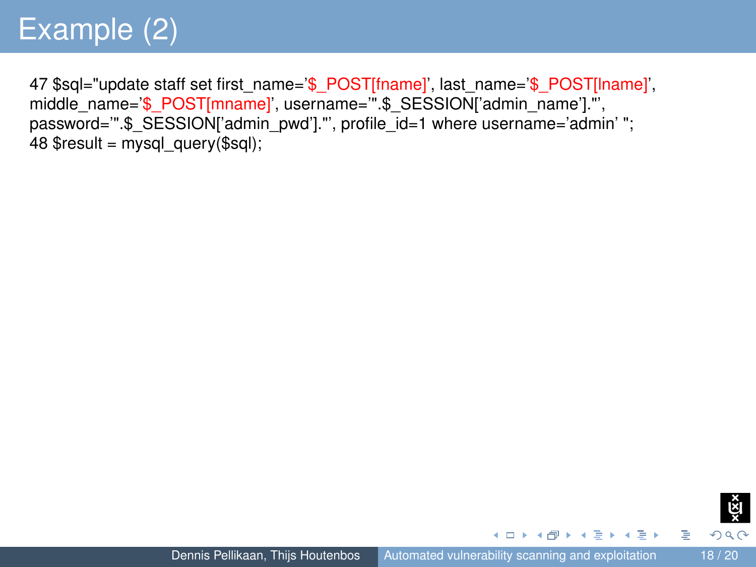# Example (2)

```
47 $sql="update staff set first_name='$_POST[fname]', last_name='$_POST[lname]',
middle_name='$_POST[mname]', username='".$_SESSION['admin_name']."',
password='".$_SESSION['admin_pwd']."', profile_id=1 where username='admin' ";
48 $result = mysql_query($sql);
```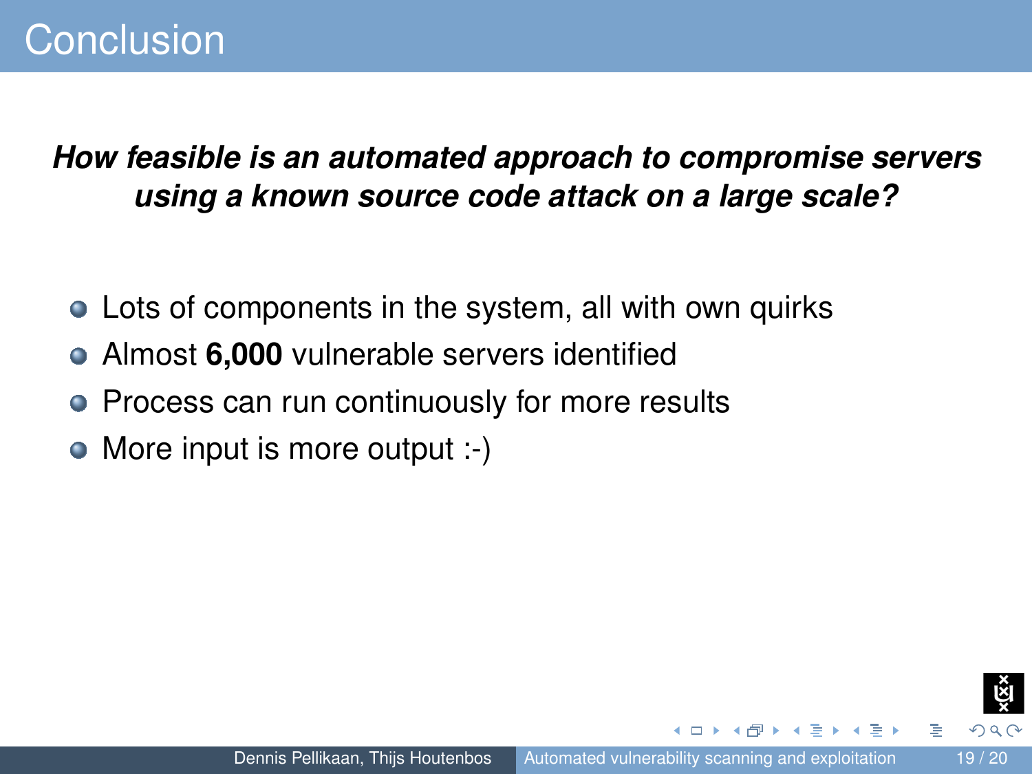# Conclusion

***How feasible is an automated approach to compromise servers using a known source code attack on a large scale?***

- Lots of components in the system, all with own quirks
- Almost **6,000** vulnerable servers identified
- Process can run continuously for more results
- More input is more output :-)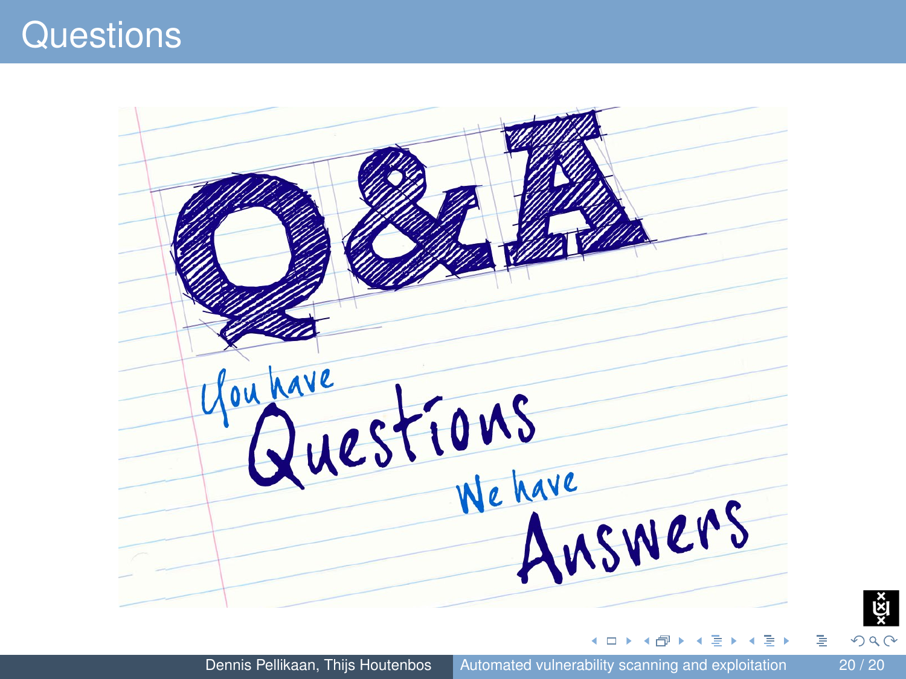# Questions

Q&A

You have Questions

We have Answers